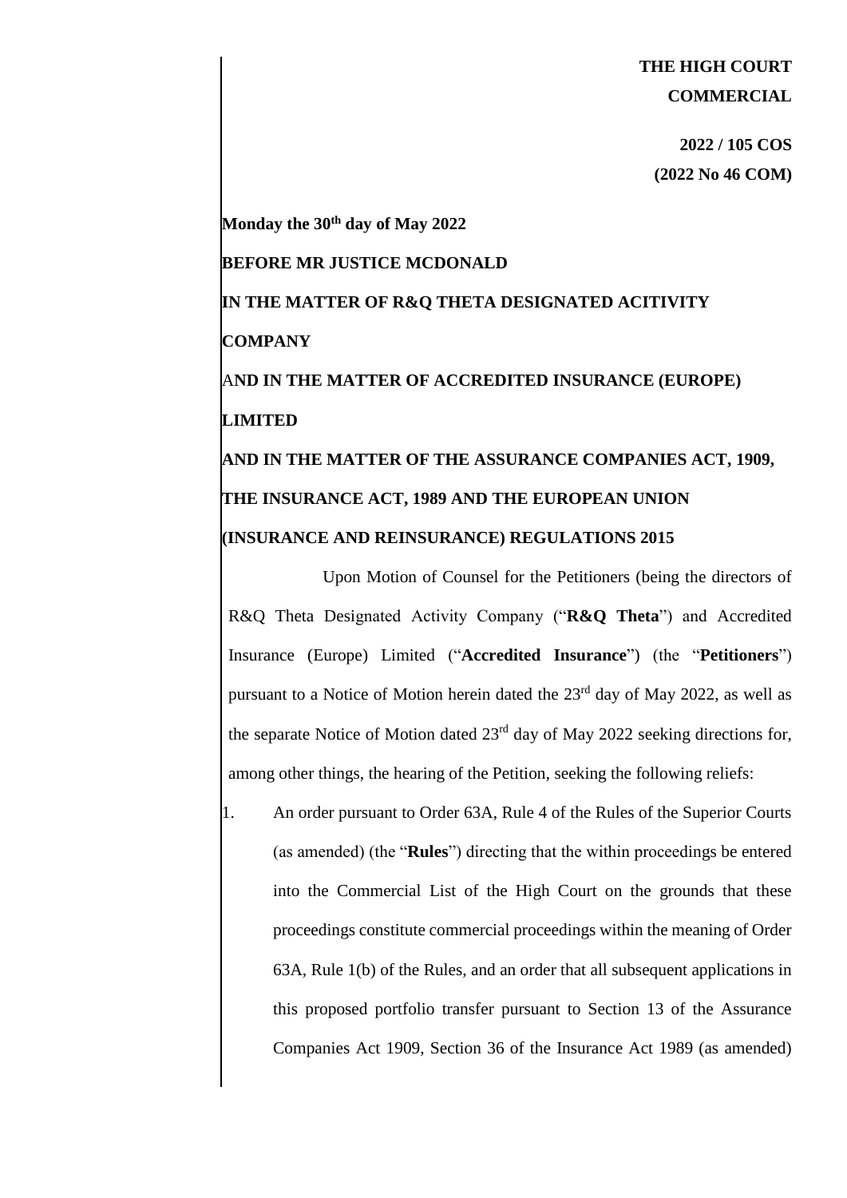**THE HIGH COURT**

**COMMERCIAL**

**2022 / 105 COS**

**(2022 No 46 COM)**

**Monday the 30th day of May 2022**

**BEFORE MR JUSTICE MCDONALD**

**IN THE MATTER OF R&Q THETA DESIGNATED ACITIVITY COMPANY**

**AND IN THE MATTER OF ACCREDITED INSURANCE (EUROPE) LIMITED**

**AND IN THE MATTER OF THE ASSURANCE COMPANIES ACT, 1909, THE INSURANCE ACT, 1989 AND THE EUROPEAN UNION (INSURANCE AND REINSURANCE) REGULATIONS 2015**

Upon Motion of Counsel for the Petitioners (being the directors of R&Q Theta Designated Activity Company ("**R&Q Theta**") and Accredited Insurance (Europe) Limited ("**Accredited Insurance**") (the "**Petitioners**") pursuant to a Notice of Motion herein dated the 23rd day of May 2022, as well as the separate Notice of Motion dated 23rd day of May 2022 seeking directions for, among other things, the hearing of the Petition, seeking the following reliefs:

1. An order pursuant to Order 63A, Rule 4 of the Rules of the Superior Courts (as amended) (the "**Rules**") directing that the within proceedings be entered into the Commercial List of the High Court on the grounds that these proceedings constitute commercial proceedings within the meaning of Order 63A, Rule 1(b) of the Rules, and an order that all subsequent applications in this proposed portfolio transfer pursuant to Section 13 of the Assurance Companies Act 1909, Section 36 of the Insurance Act 1989 (as amended)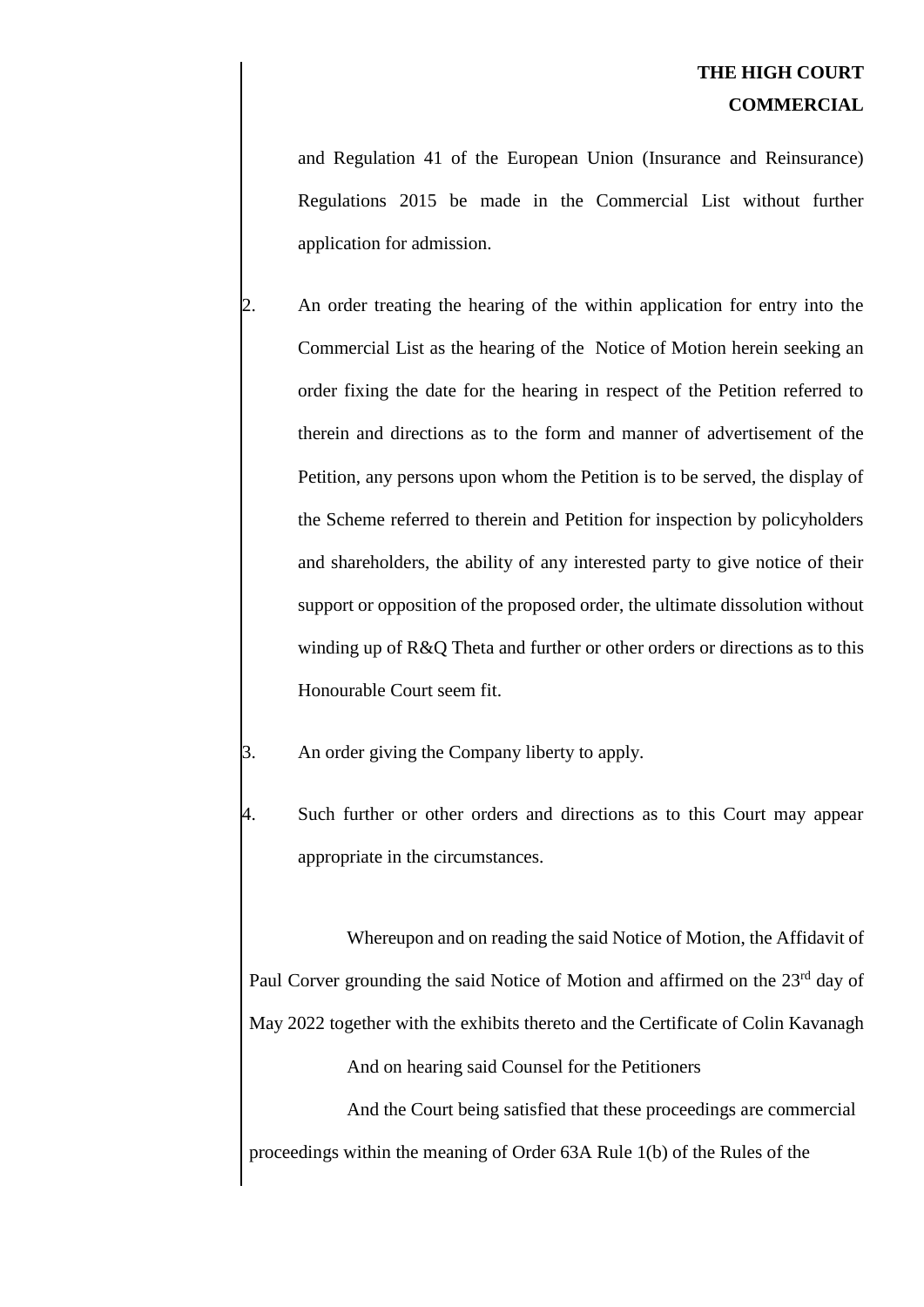**THE HIGH COURT**

**COMMERCIAL**

and Regulation 41 of the European Union (Insurance and Reinsurance) Regulations 2015 be made in the Commercial List without further application for admission.

2. An order treating the hearing of the within application for entry into the Commercial List as the hearing of the Notice of Motion herein seeking an order fixing the date for the hearing in respect of the Petition referred to therein and directions as to the form and manner of advertisement of the Petition, any persons upon whom the Petition is to be served, the display of the Scheme referred to therein and Petition for inspection by policyholders and shareholders, the ability of any interested party to give notice of their support or opposition of the proposed order, the ultimate dissolution without winding up of R&Q Theta and further or other orders or directions as to this Honourable Court seem fit.

3. An order giving the Company liberty to apply.

4. Such further or other orders and directions as to this Court may appear appropriate in the circumstances.

Whereupon and on reading the said Notice of Motion, the Affidavit of Paul Corver grounding the said Notice of Motion and affirmed on the 23rd day of May 2022 together with the exhibits thereto and the Certificate of Colin Kavanagh

And on hearing said Counsel for the Petitioners

And the Court being satisfied that these proceedings are commercial proceedings within the meaning of Order 63A Rule 1(b) of the Rules of the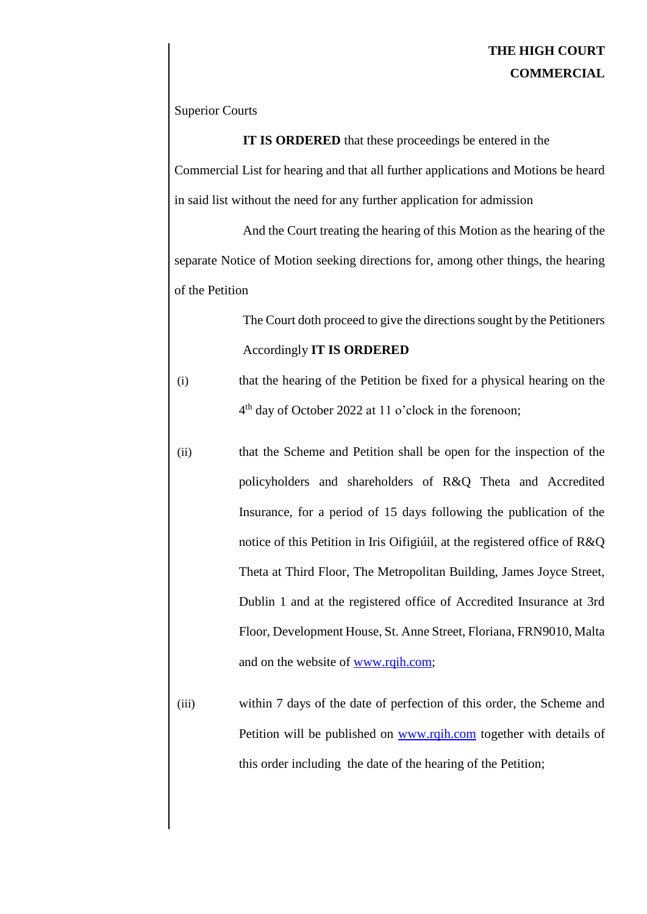**THE HIGH COURT**

**COMMERCIAL**

Superior Courts

**IT IS ORDERED** that these proceedings be entered in the Commercial List for hearing and that all further applications and Motions be heard in said list without the need for any further application for admission

And the Court treating the hearing of this Motion as the hearing of the separate Notice of Motion seeking directions for, among other things, the hearing of the Petition

The Court doth proceed to give the directions sought by the Petitioners

Accordingly **IT IS ORDERED**

(i) that the hearing of the Petition be fixed for a physical hearing on the 4th day of October 2022 at 11 o'clock in the forenoon;

(ii) that the Scheme and Petition shall be open for the inspection of the policyholders and shareholders of R&Q Theta and Accredited Insurance, for a period of 15 days following the publication of the notice of this Petition in Iris Oifigiúil, at the registered office of R&Q Theta at Third Floor, The Metropolitan Building, James Joyce Street, Dublin 1 and at the registered office of Accredited Insurance at 3rd Floor, Development House, St. Anne Street, Floriana, FRN9010, Malta and on the website of www.rqih.com;

(iii) within 7 days of the date of perfection of this order, the Scheme and Petition will be published on www.rqih.com together with details of this order including the date of the hearing of the Petition;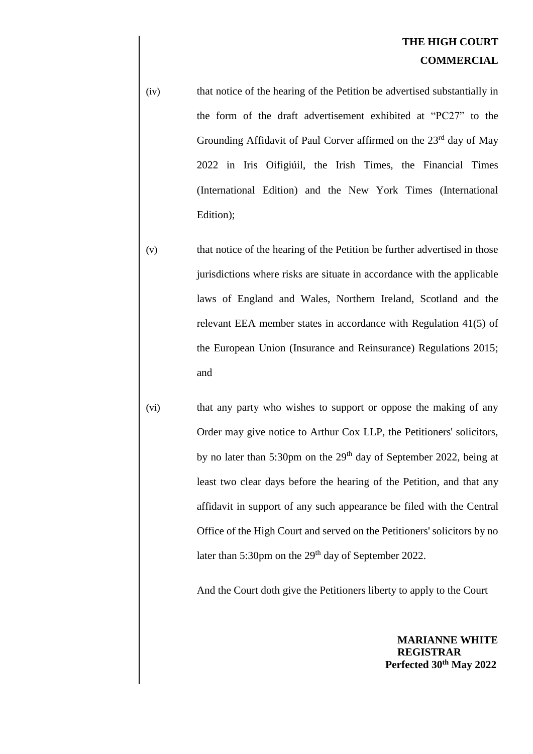**THE HIGH COURT**

**COMMERCIAL**

(iv) that notice of the hearing of the Petition be advertised substantially in the form of the draft advertisement exhibited at "PC27" to the Grounding Affidavit of Paul Corver affirmed on the 23rd day of May 2022 in Iris Oifigiúil, the Irish Times, the Financial Times (International Edition) and the New York Times (International Edition);

(v) that notice of the hearing of the Petition be further advertised in those jurisdictions where risks are situate in accordance with the applicable laws of England and Wales, Northern Ireland, Scotland and the relevant EEA member states in accordance with Regulation 41(5) of the European Union (Insurance and Reinsurance) Regulations 2015; and

(vi) that any party who wishes to support or oppose the making of any Order may give notice to Arthur Cox LLP, the Petitioners' solicitors, by no later than 5:30pm on the 29th day of September 2022, being at least two clear days before the hearing of the Petition, and that any affidavit in support of any such appearance be filed with the Central Office of the High Court and served on the Petitioners' solicitors by no later than 5:30pm on the 29th day of September 2022.

And the Court doth give the Petitioners liberty to apply to the Court

**MARIANNE WHITE**
**REGISTRAR**
**Perfected 30th May 2022**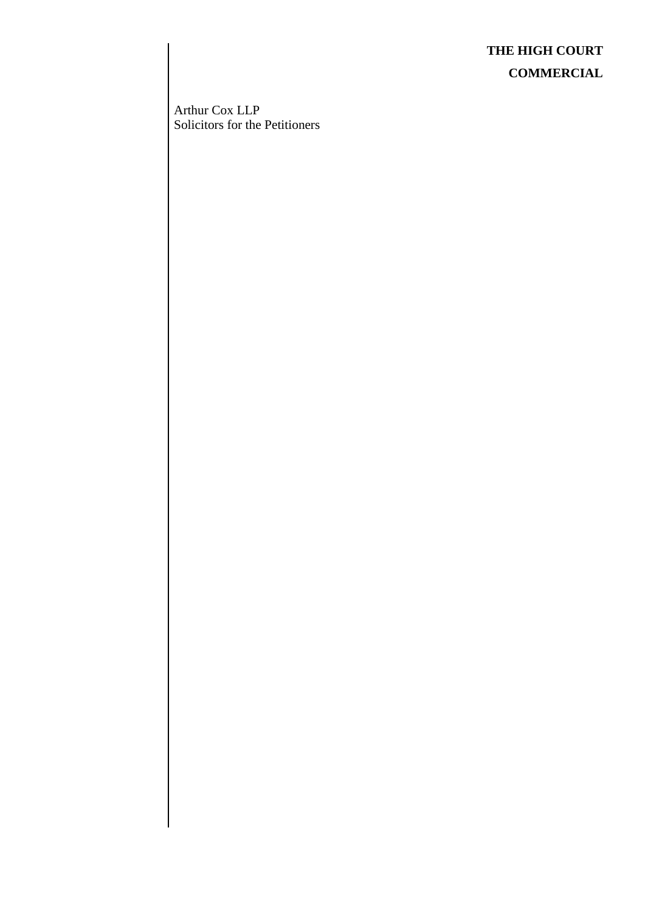**THE HIGH COURT**

**COMMERCIAL**

Arthur Cox LLP
Solicitors for the Petitioners